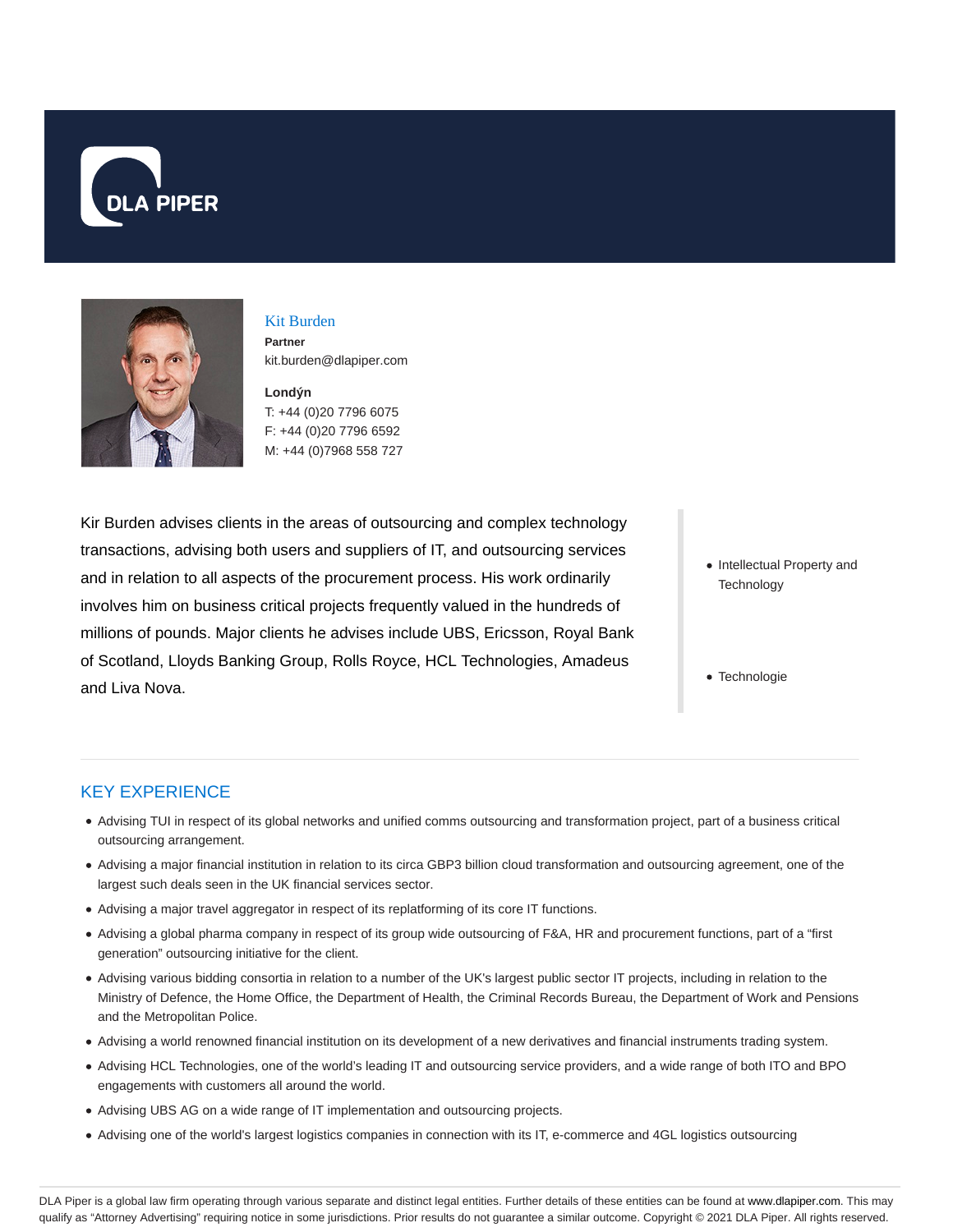DLA PIPER

# Kit Burden

**Partner**

kit.burden@dlapiper.com

**Londýn**

T: +44 (0)20 7796 6075

F: +44 (0)20 7796 6592

M: +44 (0)7968 558 727

Kir Burden advises clients in the areas of outsourcing and complex technology transactions, advising both users and suppliers of IT, and outsourcing services and in relation to all aspects of the procurement process. His work ordinarily involves him on business critical projects frequently valued in the hundreds of millions of pounds. Major clients he advises include UBS, Ericsson, Royal Bank of Scotland, Lloyds Banking Group, Rolls Royce, HCL Technologies, Amadeus and Liva Nova.

- Intellectual Property and Technology
- Technologie

## KEY EXPERIENCE

- Advising TUI in respect of its global networks and unified comms outsourcing and transformation project, part of a business critical outsourcing arrangement.
- Advising a major financial institution in relation to its circa GBP3 billion cloud transformation and outsourcing agreement, one of the largest such deals seen in the UK financial services sector.
- Advising a major travel aggregator in respect of its replatforming of its core IT functions.
- Advising a global pharma company in respect of its group wide outsourcing of F&A, HR and procurement functions, part of a "first generation" outsourcing initiative for the client.
- Advising various bidding consortia in relation to a number of the UK's largest public sector IT projects, including in relation to the Ministry of Defence, the Home Office, the Department of Health, the Criminal Records Bureau, the Department of Work and Pensions and the Metropolitan Police.
- Advising a world renowned financial institution on its development of a new derivatives and financial instruments trading system.
- Advising HCL Technologies, one of the world's leading IT and outsourcing service providers, and a wide range of both ITO and BPO engagements with customers all around the world.
- Advising UBS AG on a wide range of IT implementation and outsourcing projects.
- Advising one of the world's largest logistics companies in connection with its IT, e-commerce and 4GL logistics outsourcing

DLA Piper is a global law firm operating through various separate and distinct legal entities. Further details of these entities can be found at www.dlapiper.com. This may qualify as "Attorney Advertising" requiring notice in some jurisdictions. Prior results do not guarantee a similar outcome. Copyright © 2021 DLA Piper. All rights reserved.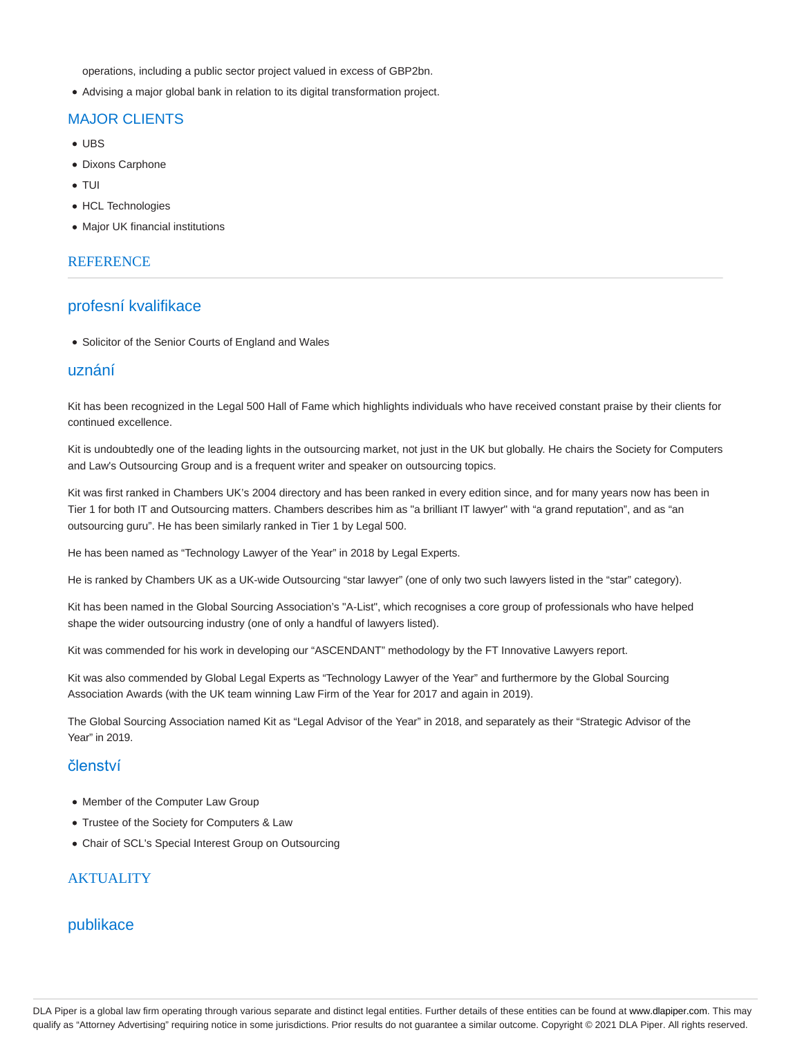operations, including a public sector project valued in excess of GBP2bn.

- Advising a major global bank in relation to its digital transformation project.

## MAJOR CLIENTS

- UBS
- Dixons Carphone
- TUI
- HCL Technologies
- Major UK financial institutions

## REFERENCE

## profesní kvalifikace

- Solicitor of the Senior Courts of England and Wales

## uznání

Kit has been recognized in the Legal 500 Hall of Fame which highlights individuals who have received constant praise by their clients for continued excellence.

Kit is undoubtedly one of the leading lights in the outsourcing market, not just in the UK but globally. He chairs the Society for Computers and Law's Outsourcing Group and is a frequent writer and speaker on outsourcing topics.

Kit was first ranked in Chambers UK's 2004 directory and has been ranked in every edition since, and for many years now has been in Tier 1 for both IT and Outsourcing matters. Chambers describes him as "a brilliant IT lawyer" with "a grand reputation", and as "an outsourcing guru". He has been similarly ranked in Tier 1 by Legal 500.

He has been named as "Technology Lawyer of the Year" in 2018 by Legal Experts.

He is ranked by Chambers UK as a UK-wide Outsourcing "star lawyer" (one of only two such lawyers listed in the "star" category).

Kit has been named in the Global Sourcing Association's "A-List", which recognises a core group of professionals who have helped shape the wider outsourcing industry (one of only a handful of lawyers listed).

Kit was commended for his work in developing our "ASCENDANT" methodology by the FT Innovative Lawyers report.

Kit was also commended by Global Legal Experts as "Technology Lawyer of the Year" and furthermore by the Global Sourcing Association Awards (with the UK team winning Law Firm of the Year for 2017 and again in 2019).

The Global Sourcing Association named Kit as "Legal Advisor of the Year" in 2018, and separately as their "Strategic Advisor of the Year" in 2019.

## členství

- Member of the Computer Law Group
- Trustee of the Society for Computers & Law
- Chair of SCL's Special Interest Group on Outsourcing

## AKTUALITY

## publikace

DLA Piper is a global law firm operating through various separate and distinct legal entities. Further details of these entities can be found at www.dlapiper.com. This may qualify as "Attorney Advertising" requiring notice in some jurisdictions. Prior results do not guarantee a similar outcome. Copyright © 2021 DLA Piper. All rights reserved.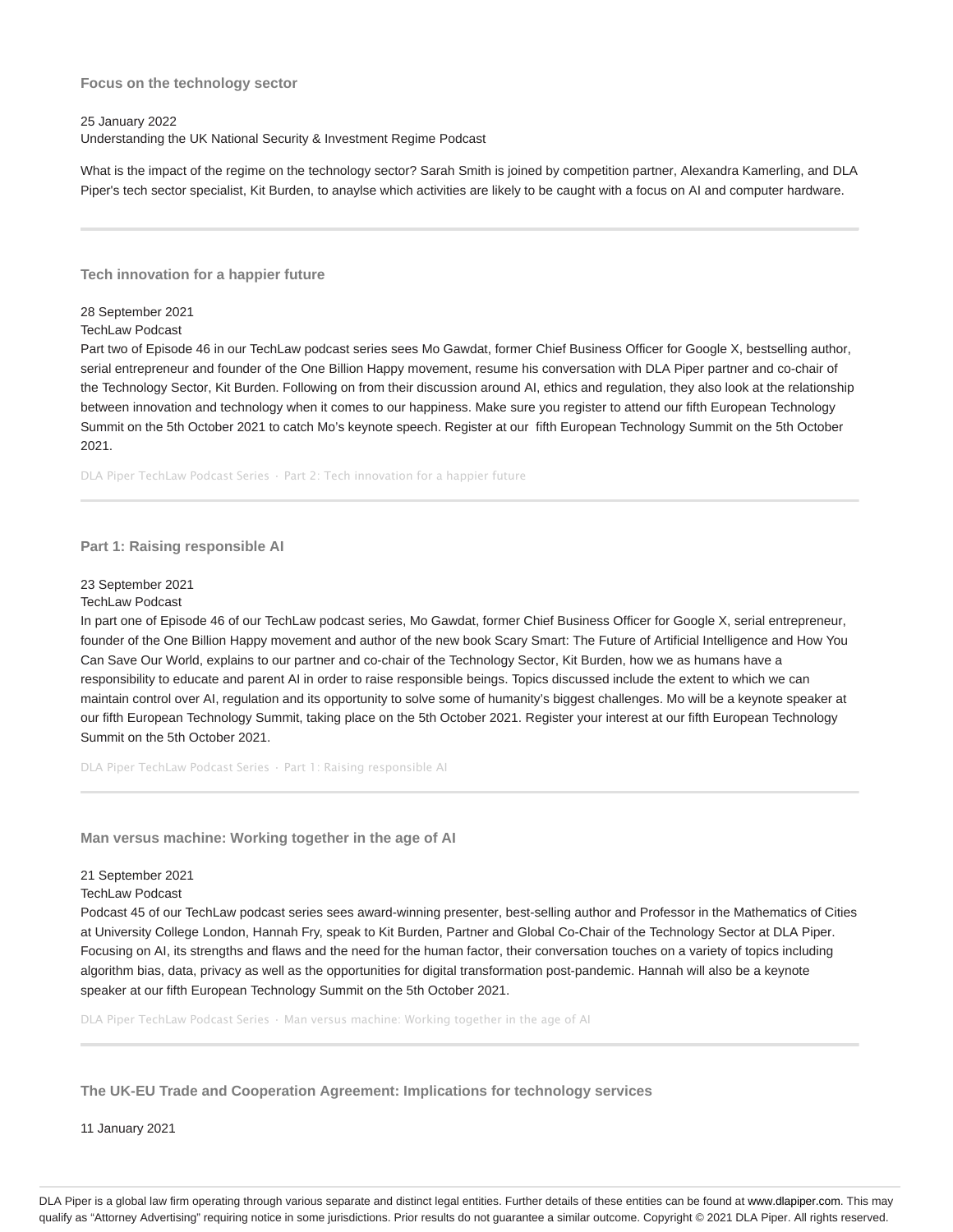### Focus on the technology sector

25 January 2022
Understanding the UK National Security & Investment Regime Podcast

What is the impact of the regime on the technology sector? Sarah Smith is joined by competition partner, Alexandra Kamerling, and DLA Piper's tech sector specialist, Kit Burden, to anaylse which activities are likely to be caught with a focus on AI and computer hardware.

---

### Tech innovation for a happier future

28 September 2021
TechLaw Podcast
Part two of Episode 46 in our TechLaw podcast series sees Mo Gawdat, former Chief Business Officer for Google X, bestselling author, serial entrepreneur and founder of the One Billion Happy movement, resume his conversation with DLA Piper partner and co-chair of the Technology Sector, Kit Burden. Following on from their discussion around AI, ethics and regulation, they also look at the relationship between innovation and technology when it comes to our happiness. Make sure you register to attend our fifth European Technology Summit on the 5th October 2021 to catch Mo's keynote speech. Register at our fifth European Technology Summit on the 5th October 2021.

DLA Piper TechLaw Podcast Series · Part 2: Tech innovation for a happier future

---

### Part 1: Raising responsible AI

23 September 2021
TechLaw Podcast
In part one of Episode 46 of our TechLaw podcast series, Mo Gawdat, former Chief Business Officer for Google X, serial entrepreneur, founder of the One Billion Happy movement and author of the new book Scary Smart: The Future of Artificial Intelligence and How You Can Save Our World, explains to our partner and co-chair of the Technology Sector, Kit Burden, how we as humans have a responsibility to educate and parent AI in order to raise responsible beings. Topics discussed include the extent to which we can maintain control over AI, regulation and its opportunity to solve some of humanity's biggest challenges. Mo will be a keynote speaker at our fifth European Technology Summit, taking place on the 5th October 2021. Register your interest at our fifth European Technology Summit on the 5th October 2021.

DLA Piper TechLaw Podcast Series · Part 1: Raising responsible AI

---

### Man versus machine: Working together in the age of AI

21 September 2021
TechLaw Podcast
Podcast 45 of our TechLaw podcast series sees award-winning presenter, best-selling author and Professor in the Mathematics of Cities at University College London, Hannah Fry, speak to Kit Burden, Partner and Global Co-Chair of the Technology Sector at DLA Piper. Focusing on AI, its strengths and flaws and the need for the human factor, their conversation touches on a variety of topics including algorithm bias, data, privacy as well as the opportunities for digital transformation post-pandemic. Hannah will also be a keynote speaker at our fifth European Technology Summit on the 5th October 2021.

DLA Piper TechLaw Podcast Series · Man versus machine: Working together in the age of AI

---

### The UK-EU Trade and Cooperation Agreement: Implications for technology services

11 January 2021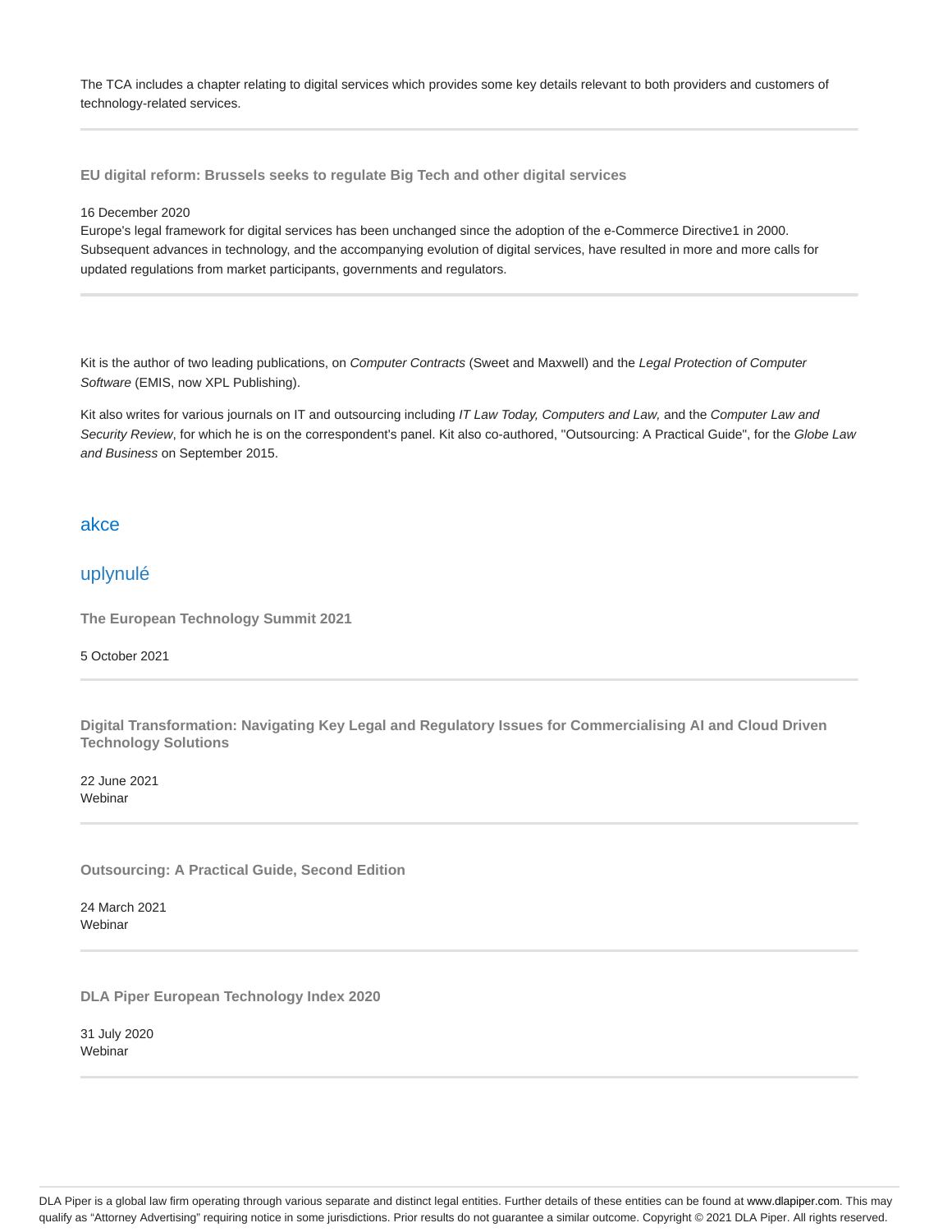The TCA includes a chapter relating to digital services which provides some key details relevant to both providers and customers of technology-related services.

---

**EU digital reform: Brussels seeks to regulate Big Tech and other digital services**

16 December 2020
Europe's legal framework for digital services has been unchanged since the adoption of the e-Commerce Directive1 in 2000. Subsequent advances in technology, and the accompanying evolution of digital services, have resulted in more and more calls for updated regulations from market participants, governments and regulators.

---

Kit is the author of two leading publications, on *Computer Contracts* (Sweet and Maxwell) and the *Legal Protection of Computer Software* (EMIS, now XPL Publishing).

Kit also writes for various journals on IT and outsourcing including *IT Law Today, Computers and Law,* and the *Computer Law and Security Review*, for which he is on the correspondent's panel. Kit also co-authored, "Outsourcing: A Practical Guide", for the *Globe Law and Business* on September 2015.

## akce

## uplynulé

**The European Technology Summit 2021**

5 October 2021

---

**Digital Transformation: Navigating Key Legal and Regulatory Issues for Commercialising AI and Cloud Driven Technology Solutions**

22 June 2021
Webinar

---

**Outsourcing: A Practical Guide, Second Edition**

24 March 2021
Webinar

---

**DLA Piper European Technology Index 2020**

31 July 2020
Webinar

---

DLA Piper is a global law firm operating through various separate and distinct legal entities. Further details of these entities can be found at www.dlapiper.com. This may qualify as "Attorney Advertising" requiring notice in some jurisdictions. Prior results do not guarantee a similar outcome. Copyright © 2021 DLA Piper. All rights reserved.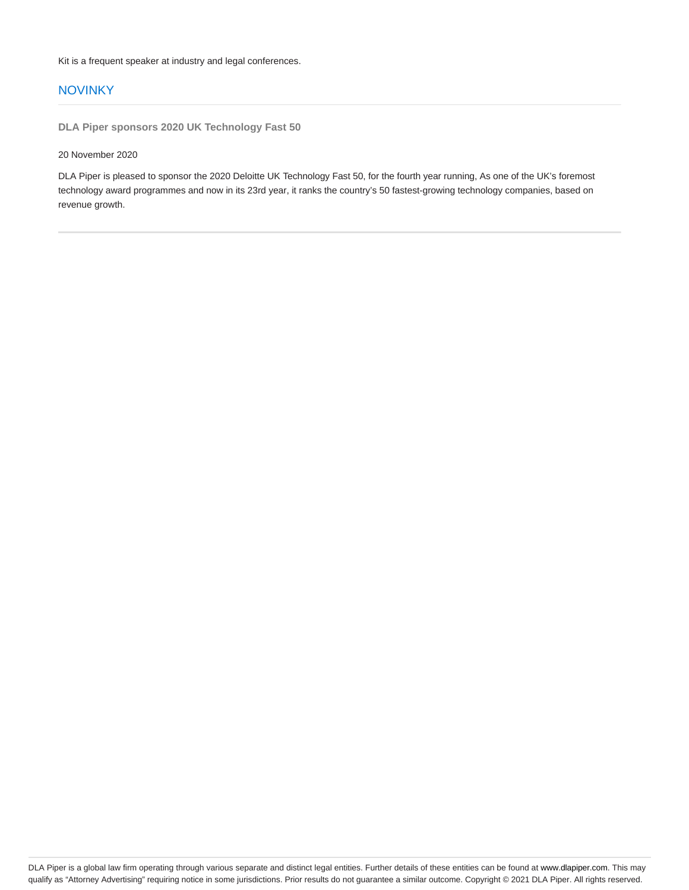Kit is a frequent speaker at industry and legal conferences.

## NOVINKY

**DLA Piper sponsors 2020 UK Technology Fast 50**

20 November 2020

DLA Piper is pleased to sponsor the 2020 Deloitte UK Technology Fast 50, for the fourth year running, As one of the UK's foremost technology award programmes and now in its 23rd year, it ranks the country's 50 fastest-growing technology companies, based on revenue growth.

DLA Piper is a global law firm operating through various separate and distinct legal entities. Further details of these entities can be found at www.dlapiper.com. This may qualify as "Attorney Advertising" requiring notice in some jurisdictions. Prior results do not guarantee a similar outcome. Copyright © 2021 DLA Piper. All rights reserved.